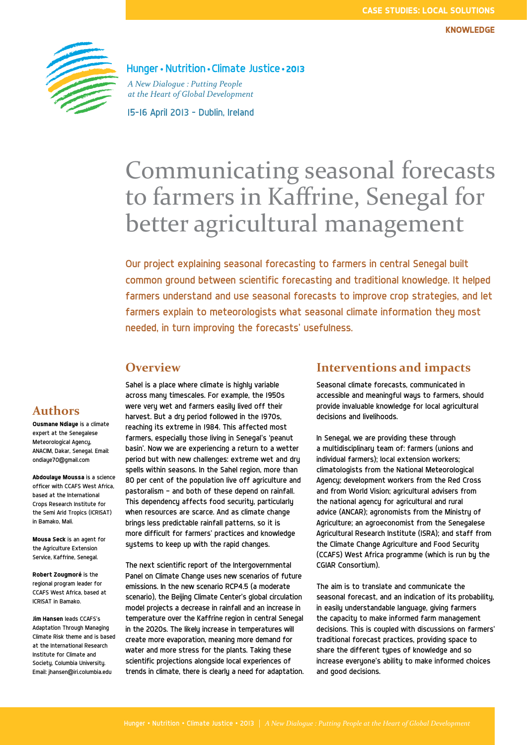Hunger • Nutrition • Climate Justice • 2013

*A New Dialogue : Putting People at the Heart of Global Development*

15-16 April 2013 – Dublin, Ireland

# Communicating seasonal forecasts to farmers in Kaffrine, Senegal for better agricultural management

Our project explaining seasonal forecasting to farmers in central Senegal built common ground between scientific forecasting and traditional knowledge. It helped farmers understand and use seasonal forecasts to improve crop strategies, and let farmers explain to meteorologists what seasonal climate information they most needed, in turn improving the forecasts' usefulness.

## Authors

**Ousmane Ndiaye** is a climate expert at the Senegalese Meteorological Agency, ANACIM, Dakar, Senegal. Email: ondiaye70@gmail.com

**Abdoulaye Moussa** is a science officer with CCAFS West Africa, based at the International Crops Research Institute for the Semi Arid Tropics (ICRISAT) in Bamako, Mali.

**Mousa Seck** is an agent for the Agriculture Extension Service, Kaffrine, Senegal.

**Robert Zougmoré** is the regional program leader for CCAFS West Africa, based at ICRISAT in Bamako.

**Jim Hansen** leads CCAFS's Adaptation Through Managing Climate Risk theme and is based at the International Research Institute for Climate and Society, Columbia University. Email: jhansen@iri.columbia.edu

## Overview

Sahel is a place where climate is highly variable across many timescales. For example, the 1950s were very wet and farmers easily lived off their harvest. But a dry period followed in the 1970s, reaching its extreme in 1984. This affected most farmers, especially those living in Senegal's 'peanut basin'. Now we are experiencing a return to a wetter period but with new challenges: extreme wet and dry spells within seasons. In the Sahel region, more than 80 per cent of the population live off agriculture and pastoralism – and both of these depend on rainfall. This dependency affects food security, particularly when resources are scarce. And as climate change brings less predictable rainfall patterns, so it is more difficult for farmers' practices and knowledge systems to keep up with the rapid changes.

The next scientific report of the Intergovernmental Panel on Climate Change uses new scenarios of future emissions. In the new scenario RCP4.5 (a moderate scenario), the Beijing Climate Center's global circulation model projects a decrease in rainfall and an increase in temperature over the Kaffrine region in central Senegal in the 2020s. The likely increase in temperatures will create more evaporation, meaning more demand for water and more stress for the plants. Taking these scientific projections alongside local experiences of trends in climate, there is clearly a need for adaptation.

## Interventions and impacts

Seasonal climate forecasts, communicated in accessible and meaningful ways to farmers, should provide invaluable knowledge for local agricultural decisions and livelihoods.

In Senegal, we are providing these through a multidisciplinary team of: farmers (unions and individual farmers); local extension workers; climatologists from the National Meteorological Agency; development workers from the Red Cross and from World Vision; agricultural advisers from the national agency for agricultural and rural advice (ANCAR); agronomists from the Ministry of Agriculture; an agroeconomist from the Senegalese Agricultural Research Institute (ISRA); and staff from the Climate Change Agriculture and Food Security (CCAFS) West Africa programme (which is run by the CGIAR Consortium).

The aim is to translate and communicate the seasonal forecast, and an indication of its probability, in easily understandable language, giving farmers the capacity to make informed farm management decisions. This is coupled with discussions on farmers' traditional forecast practices, providing space to share the different types of knowledge and so increase everyone's ability to make informed choices and good decisions.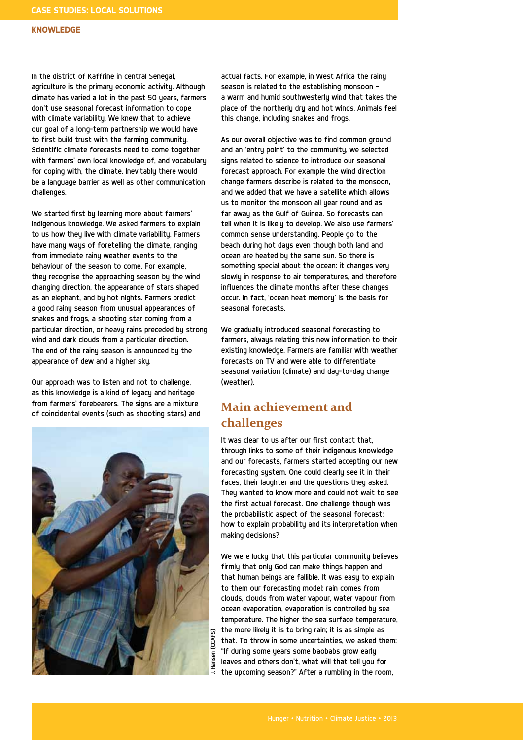In the district of Kaffrine in central Senegal, agriculture is the primary economic activity. Although climate has varied a lot in the past 50 years, farmers don't use seasonal forecast information to cope with climate variability. We knew that to achieve our goal of a long-term partnership we would have to first build trust with the farming community. Scientific climate forecasts need to come together with farmers' own local knowledge of, and vocabulary for coping with, the climate. Inevitably there would be a language barrier as well as other communication challenges.

We started first by learning more about farmers' indigenous knowledge. We asked farmers to explain to us how they live with climate variability. Farmers have many ways of foretelling the climate, ranging from immediate rainy weather events to the behaviour of the season to come. For example, they recognise the approaching season by the wind changing direction, the appearance of stars shaped as an elephant, and by hot nights. Farmers predict a good rainy season from unusual appearances of snakes and frogs, a shooting star coming from a particular direction, or heavy rains preceded by strong wind and dark clouds from a particular direction. The end of the rainy season is announced by the appearance of dew and a higher sky.

Our approach was to listen and not to challenge, as this knowledge is a kind of legacy and heritage from farmers' forebearers. The signs are a mixture of coincidental events (such as shooting stars) and actual facts. For example, in West Africa the rainy season is related to the establishing monsoon – a warm and humid southwesterly wind that takes the place of the northerly dry and hot winds. Animals feel this change, including snakes and frogs.

As our overall objective was to find common ground and an 'entry point' to the community, we selected signs related to science to introduce our seasonal forecast approach. For example the wind direction change farmers describe is related to the monsoon, and we added that we have a satellite which allows us to monitor the monsoon all year round and as far away as the Gulf of Guinea. So forecasts can tell when it is likely to develop. We also use farmers' common sense understanding. People go to the beach during hot days even though both land and ocean are heated by the same sun. So there is something special about the ocean: it changes very slowly in response to air temperatures, and therefore influences the climate months after these changes occur. In fact, 'ocean heat memory' is the basis for seasonal forecasts.

We gradually introduced seasonal forecasting to farmers, always relating this new information to their existing knowledge. Farmers are familiar with weather forecasts on TV and were able to differentiate seasonal variation (climate) and day-to-day change (weather).

J. Hansen (CCAFS)

## Main achievement and challenges

It was clear to us after our first contact that, through links to some of their indigenous knowledge and our forecasts, farmers started accepting our new forecasting system. One could clearly see it in their faces, their laughter and the questions they asked. They wanted to know more and could not wait to see the first actual forecast. One challenge though was the probabilistic aspect of the seasonal forecast: how to explain probability and its interpretation when making decisions?

We were lucky that this particular community believes firmly that only God can make things happen and that human beings are fallible. It was easy to explain to them our forecasting model: rain comes from clouds, clouds from water vapour, water vapour from ocean evaporation, evaporation is controlled by sea temperature. The higher the sea surface temperature, the more likely it is to bring rain; it is as simple as that. To throw in some uncertainties, we asked them: "If during some years some baobabs grow early leaves and others don't, what will that tell you for the upcoming season?" After a rumbling in the room,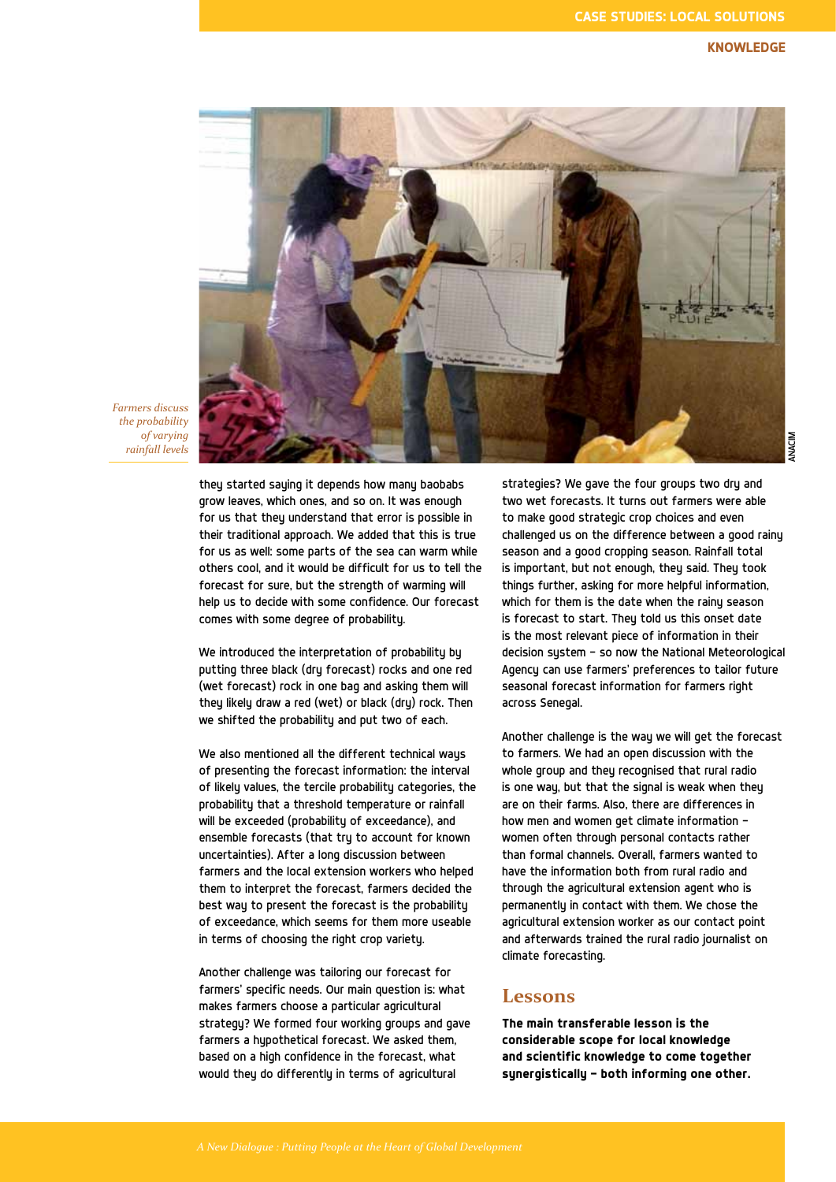Farmers discuss the probability of varying rainfall levels

they started saying it depends how many baobabs grow leaves, which ones, and so on. It was enough for us that they understand that error is possible in their traditional approach. We added that this is true for us as well: some parts of the sea can warm while others cool, and it would be difficult for us to tell the forecast for sure, but the strength of warming will help us to decide with some confidence. Our forecast comes with some degree of probability.

We introduced the interpretation of probability by putting three black (dry forecast) rocks and one red (wet forecast) rock in one bag and asking them will they likely draw a red (wet) or black (dry) rock. Then we shifted the probability and put two of each.

We also mentioned all the different technical ways of presenting the forecast information: the interval of likely values, the tercile probability categories, the probability that a threshold temperature or rainfall will be exceeded (probability of exceedance), and ensemble forecasts (that try to account for known uncertainties). After a long discussion between farmers and the local extension workers who helped them to interpret the forecast, farmers decided the best way to present the forecast is the probability of exceedance, which seems for them more useable in terms of choosing the right crop variety.

Another challenge was tailoring our forecast for farmers' specific needs. Our main question is: what makes farmers choose a particular agricultural strategy? We formed four working groups and gave farmers a hypothetical forecast. We asked them, based on a high confidence in the forecast, what would they do differently in terms of agricultural strategies? We gave the four groups two dry and two wet forecasts. It turns out farmers were able to make good strategic crop choices and even challenged us on the difference between a good rainy season and a good cropping season. Rainfall total is important, but not enough, they said. They took things further, asking for more helpful information, which for them is the date when the rainy season is forecast to start. They told us this onset date is the most relevant piece of information in their decision system – so now the National Meteorological Agency can use farmers' preferences to tailor future seasonal forecast information for farmers right across Senegal.

Another challenge is the way we will get the forecast to farmers. We had an open discussion with the whole group and they recognised that rural radio is one way, but that the signal is weak when they are on their farms. Also, there are differences in how men and women get climate information – women often through personal contacts rather than formal channels. Overall, farmers wanted to have the information both from rural radio and through the agricultural extension agent who is permanently in contact with them. We chose the agricultural extension worker as our contact point and afterwards trained the rural radio journalist on climate forecasting.

## Lessons

**The main transferable lesson is the considerable scope for local knowledge and scientific knowledge to come together synergistically – both informing one other.**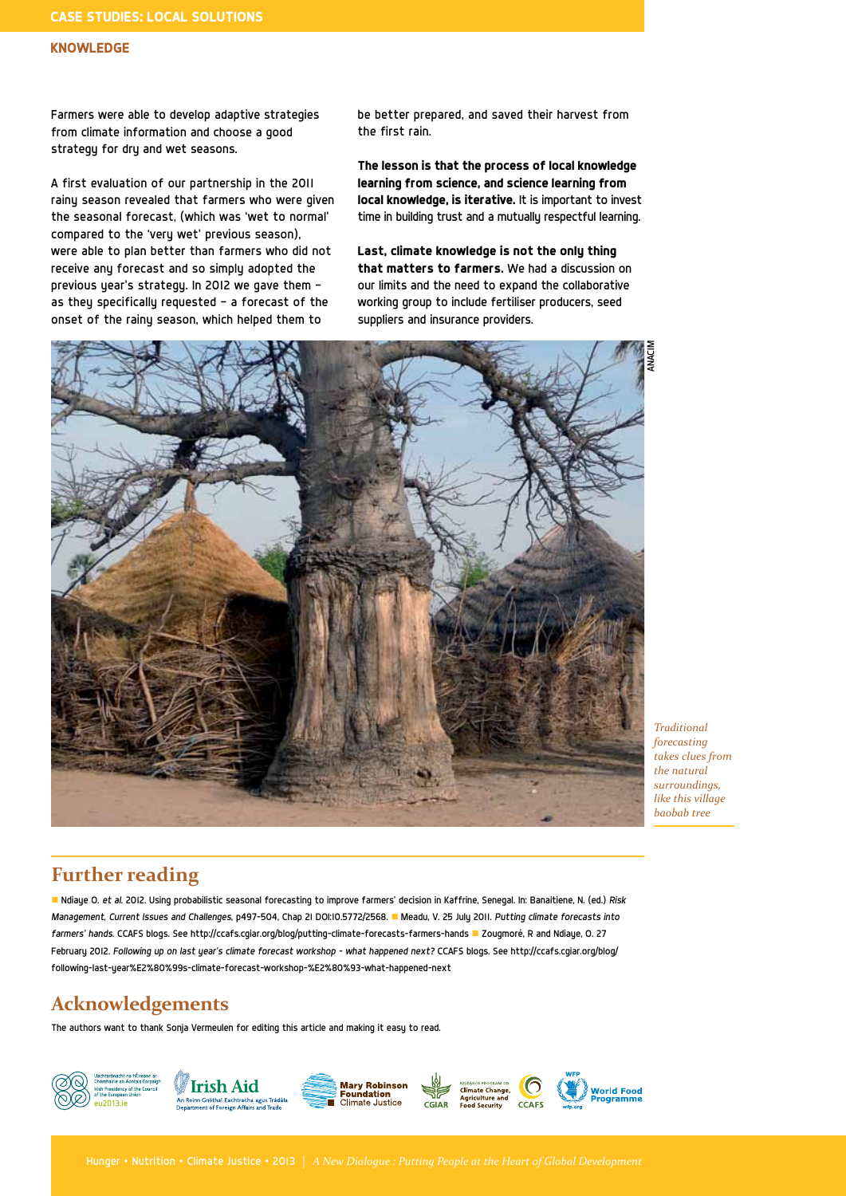## KNOWLEDGE

Farmers were able to develop adaptive strategies from climate information and choose a good strategy for dry and wet seasons.

A first evaluation of our partnership in the 2011 rainy season revealed that farmers who were given the seasonal forecast, (which was 'wet to normal' compared to the 'very wet' previous season), were able to plan better than farmers who did not receive any forecast and so simply adopted the previous year's strategy. In 2012 we gave them – as they specifically requested – a forecast of the onset of the rainy season, which helped them to be better prepared, and saved their harvest from the first rain.

**The lesson is that the process of local knowledge learning from science, and science learning from local knowledge, is iterative.** It is important to invest time in building trust and a mutually respectful learning.

**Last, climate knowledge is not the only thing that matters to farmers.** We had a discussion on our limits and the need to expand the collaborative working group to include fertiliser producers, seed suppliers and insurance providers.

ANACIM

*Traditional forecasting takes clues from the natural surroundings, like this village baobab tree*

## Further reading

- Ndiaye O. *et al.* 2012. Using probabilistic seasonal forecasting to improve farmers' decision in Kaffrine, Senegal. In: Banaitiene, N. (ed.) *Risk Management, Current Issues and Challenges*, p497-504. Chap 21 DOI:10.5772/2568.
- Meadu, V. 25 July 2011. *Putting climate forecasts into farmers' hands.* CCAFS blogs. See http://ccafs.cgiar.org/blog/putting-climate-forecasts-farmers-hands
- Zougmoré, R and Ndiaye, O. 27 February 2012. *Following up on last year's climate forecast workshop - what happened next?* CCAFS blogs. See http://ccafs.cgiar.org/blog/following-last-year%E2%80%99s-climate-forecast-workshop-%E2%80%93-what-happened-next

## Acknowledgements

The authors want to thank Sonja Vermeulen for editing this article and making it easy to read.